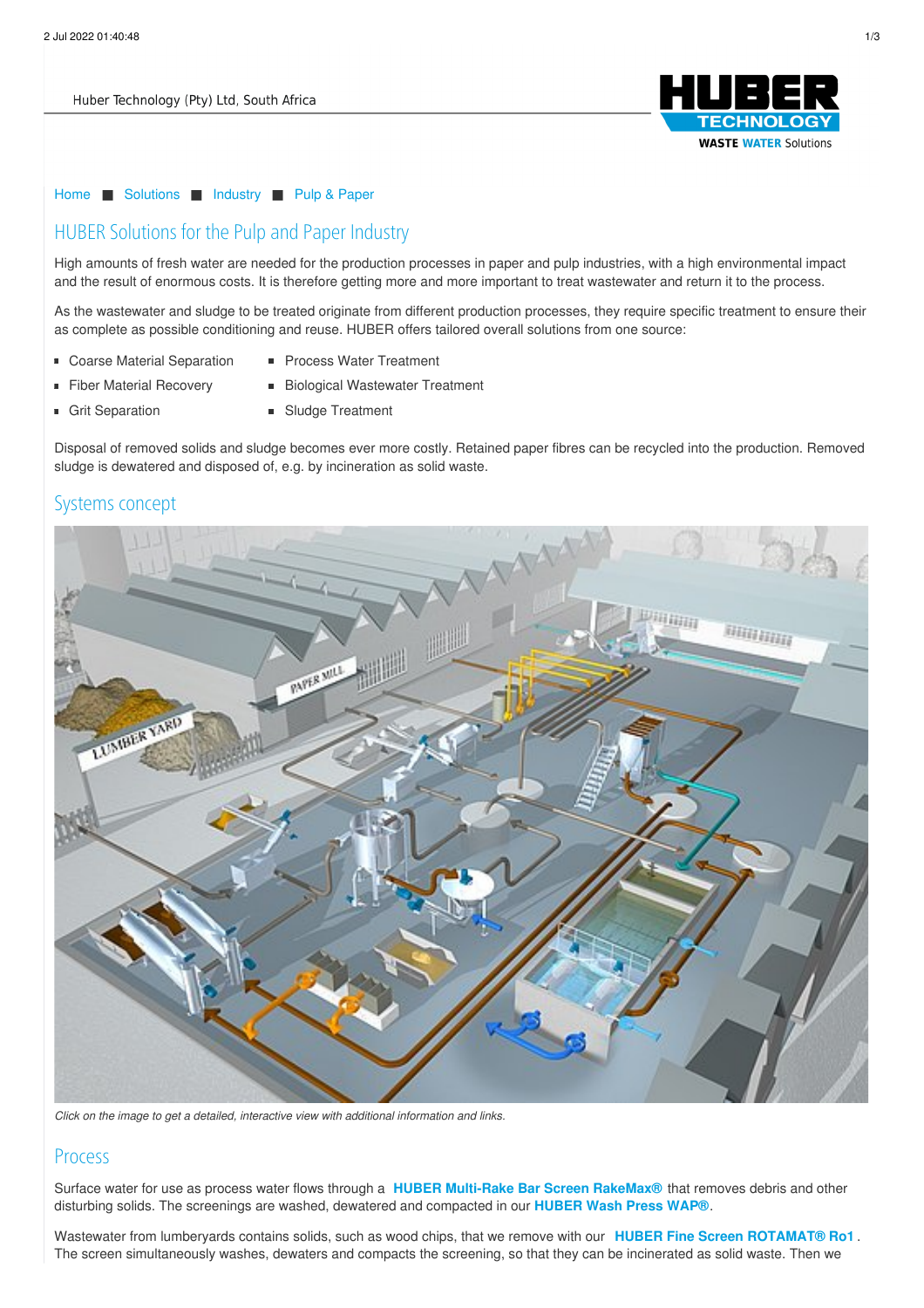Huber Technology (Pty) Ltd, South Africa

HUBER TECHNOLOGY
WASTE WATER Solutions

Home ■ Solutions ■ Industry ■ Pulp & Paper

## HUBER Solutions for the Pulp and Paper Industry

High amounts of fresh water are needed for the production processes in paper and pulp industries, with a high environmental impact and the result of enormous costs. It is therefore getting more and more important to treat wastewater and return it to the process.

As the wastewater and sludge to be treated originate from different production processes, they require specific treatment to ensure their as complete as possible conditioning and reuse. HUBER offers tailored overall solutions from one source:

- Coarse Material Separation
- Fiber Material Recovery
- Grit Separation
- Process Water Treatment
- Biological Wastewater Treatment
- Sludge Treatment

Disposal of removed solids and sludge becomes ever more costly. Retained paper fibres can be recycled into the production. Removed sludge is dewatered and disposed of, e.g. by incineration as solid waste.

## Systems concept

*Click on the image to get a detailed, interactive view with additional information and links.*

## Process

Surface water for use as process water flows through a **HUBER Multi-Rake Bar Screen RakeMax®** that removes debris and other disturbing solids. The screenings are washed, dewatered and compacted in our **HUBER Wash Press WAP®**.

Wastewater from lumberyards contains solids, such as wood chips, that we remove with our **HUBER Fine Screen ROTAMAT® Ro1**. The screen simultaneously washes, dewaters and compacts the screening, so that they can be incinerated as solid waste. Then we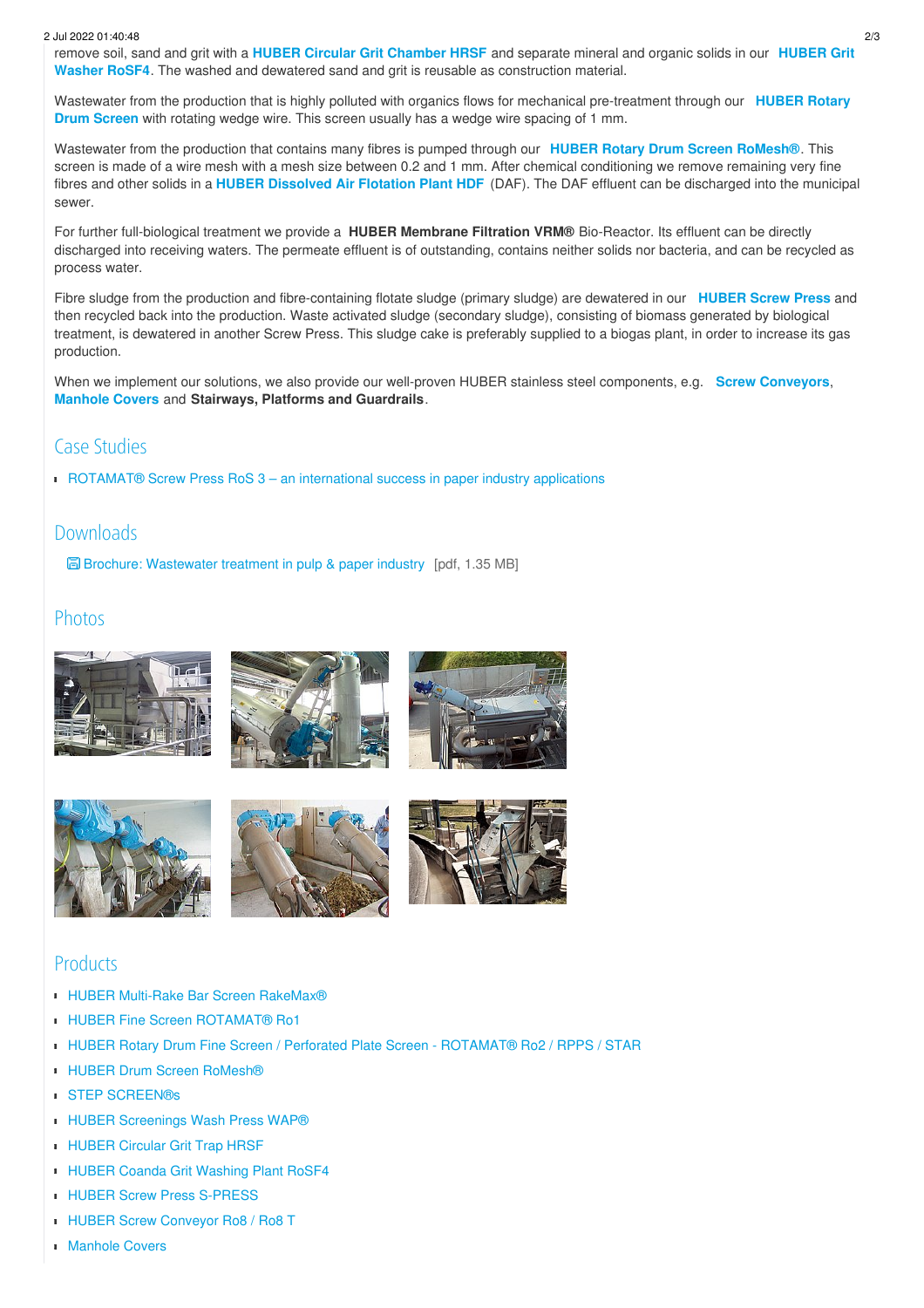remove soil, sand and grit with a **HUBER Circular Grit Chamber HRSF** and separate mineral and organic solids in our **HUBER Grit Washer RoSF4**. The washed and dewatered sand and grit is reusable as construction material.

Wastewater from the production that is highly polluted with organics flows for mechanical pre-treatment through our **HUBER Rotary Drum Screen** with rotating wedge wire. This screen usually has a wedge wire spacing of 1 mm.

Wastewater from the production that contains many fibres is pumped through our **HUBER Rotary Drum Screen RoMesh®**. This screen is made of a wire mesh with a mesh size between 0.2 and 1 mm. After chemical conditioning we remove remaining very fine fibres and other solids in a **HUBER Dissolved Air Flotation Plant HDF** (DAF). The DAF effluent can be discharged into the municipal sewer.

For further full-biological treatment we provide a **HUBER Membrane Filtration VRM®** Bio-Reactor. Its effluent can be directly discharged into receiving waters. The permeate effluent is of outstanding, contains neither solids nor bacteria, and can be recycled as process water.

Fibre sludge from the production and fibre-containing flotate sludge (primary sludge) are dewatered in our **HUBER Screw Press** and then recycled back into the production. Waste activated sludge (secondary sludge), consisting of biomass generated by biological treatment, is dewatered in another Screw Press. This sludge cake is preferably supplied to a biogas plant, in order to increase its gas production.

When we implement our solutions, we also provide our well-proven HUBER stainless steel components, e.g. **Screw Conveyors**, **Manhole Covers** and **Stairways, Platforms and Guardrails**.

## Case Studies

- ROTAMAT® Screw Press RoS 3 – an international success in paper industry applications

## Downloads

Brochure: Wastewater treatment in pulp & paper industry [pdf, 1.35 MB]

## Photos

## Products

- HUBER Multi-Rake Bar Screen RakeMax®
- HUBER Fine Screen ROTAMAT® Ro1
- HUBER Rotary Drum Fine Screen / Perforated Plate Screen - ROTAMAT® Ro2 / RPPS / STAR
- HUBER Drum Screen RoMesh®
- STEP SCREEN®s
- HUBER Screenings Wash Press WAP®
- HUBER Circular Grit Trap HRSF
- HUBER Coanda Grit Washing Plant RoSF4
- HUBER Screw Press S-PRESS
- HUBER Screw Conveyor Ro8 / Ro8 T
- Manhole Covers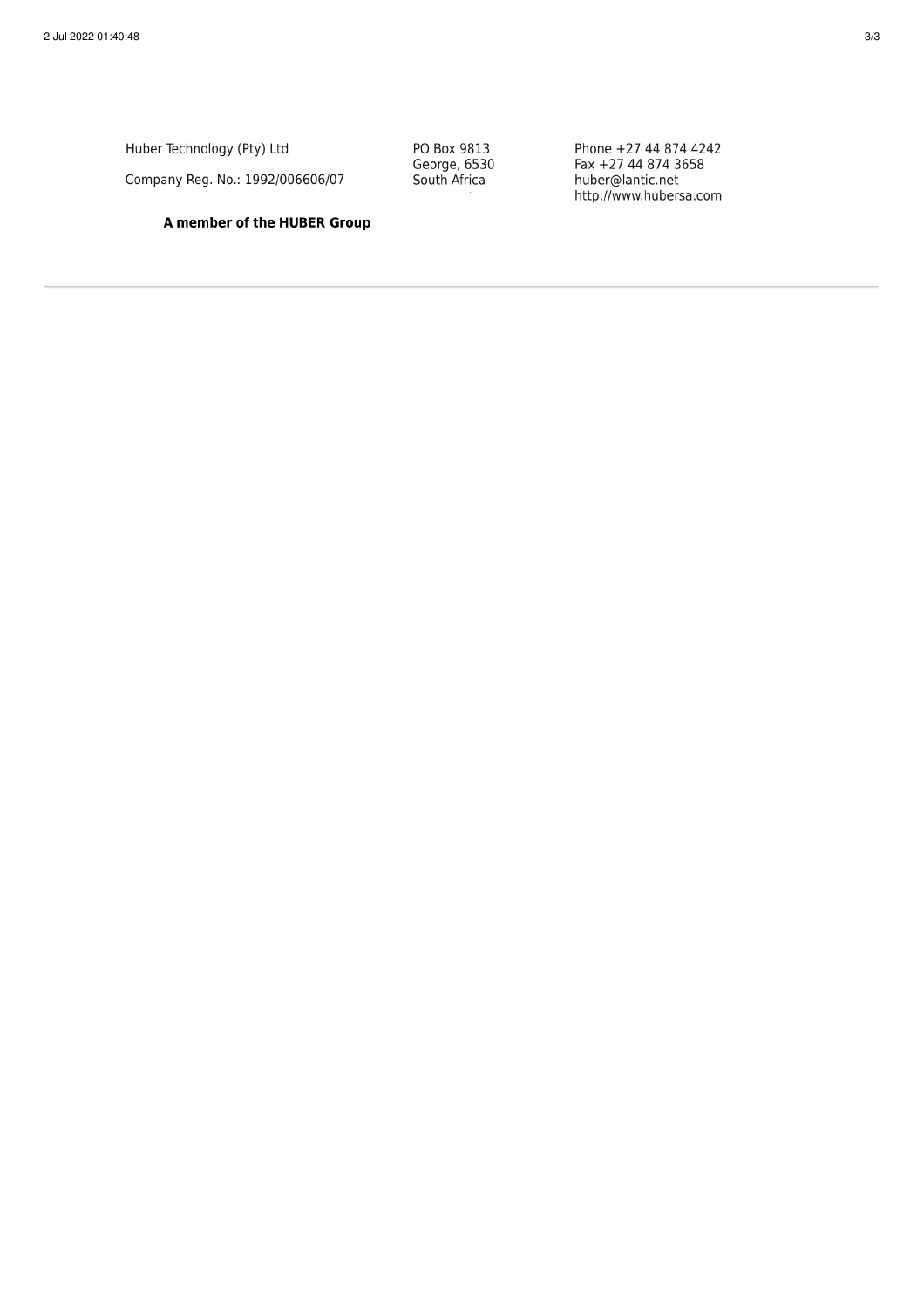Huber Technology (Pty) Ltd

Company Reg. No.: 1992/006606/07

PO Box 9813
George, 6530
South Africa

Phone +27 44 874 4242
Fax +27 44 874 3658
huber@lantic.net
http://www.hubersa.com

**A member of the HUBER Group**